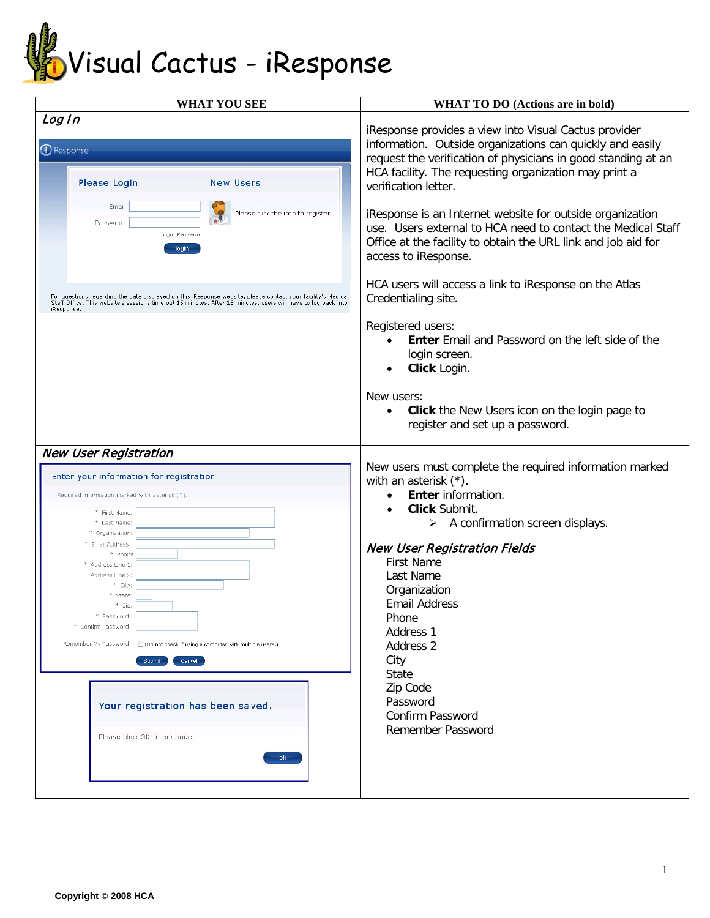# Visual Cactus - iResponse

| WHAT YOU SEE | WHAT TO DO (Actions are in bold) |
|---|---|
| ***Log In*** | iResponse provides a view into Visual Cactus provider information. Outside organizations can quickly and easily request the verification of physicians in good standing at an HCA facility. The requesting organization may print a verification letter.<br><br>iResponse is an Internet website for outside organization use. Users external to HCA need to contact the Medical Staff Office at the facility to obtain the URL link and job aid for access to iResponse.<br><br>HCA users will access a link to iResponse on the Atlas Credentialing site.<br><br>Registered users:<br>• **Enter** Email and Password on the left side of the login screen.<br>• **Click** Login.<br><br>New users:<br>• **Click** the New Users icon on the login page to register and set up a password. |
| ***New User Registration*** | New users must complete the required information marked with an asterisk (*).<br>• **Enter** information.<br>• **Click** Submit.<br>  ➢ A confirmation screen displays.<br><br>***New User Registration Fields***<br>First Name<br>Last Name<br>Organization<br>Email Address<br>Phone<br>Address 1<br>Address 2<br>City<br>State<br>Zip Code<br>Password<br>Confirm Password<br>Remember Password |

Copyright © 2008 HCA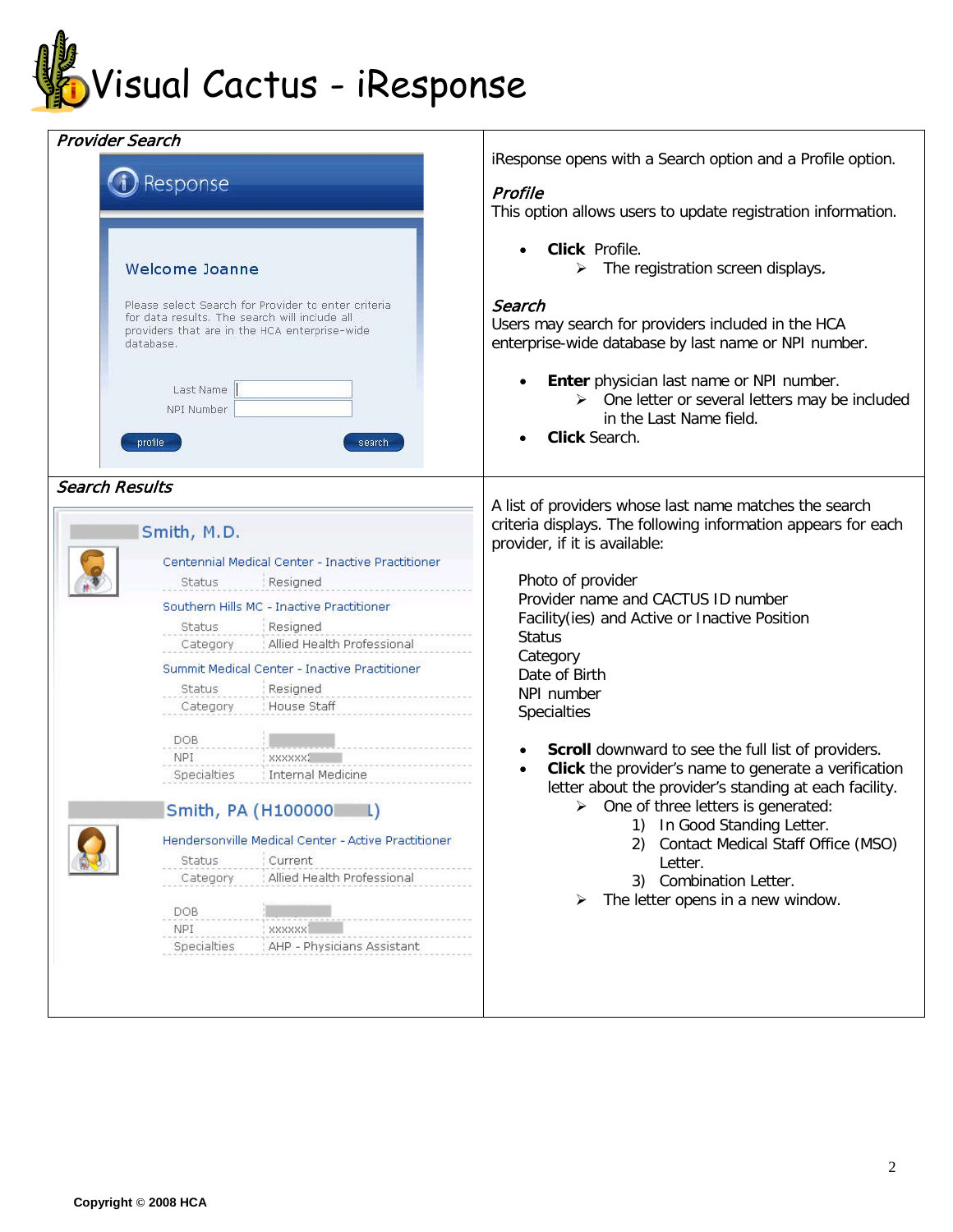# Visual Cactus - iResponse

## Provider Search

Response

Welcome Joanne

Please select Search for Provider to enter criteria for data results. The search will include all providers that are in the HCA enterprise-wide database.

Last Name

NPI Number

profile search

iResponse opens with a Search option and a Profile option.

***Profile***

This option allows users to update registration information.

- **Click** Profile.
  - ➢ The registration screen displays.

***Search***

Users may search for providers included in the HCA enterprise-wide database by last name or NPI number.

- **Enter** physician last name or NPI number.
  - ➢ One letter or several letters may be included in the Last Name field.
- **Click** Search.

## Search Results

Smith, M.D.

Centennial Medical Center - Inactive Practitioner

| | |
|---|---|
| Status | Resigned |

Southern Hills MC - Inactive Practitioner

| | |
|---|---|
| Status | Resigned |
| Category | Allied Health Professional |

Summit Medical Center - Inactive Practitioner

| | |
|---|---|
| Status | Resigned |
| Category | House Staff |

| | |
|---|---|
| DOB | |
| NPI | xxxxxx |
| Specialties | Internal Medicine |

Smith, PA (H100000 L)

Hendersonville Medical Center - Active Practitioner

| | |
|---|---|
| Status | Current |
| Category | Allied Health Professional |

| | |
|---|---|
| DOB | |
| NPI | xxxxxx |
| Specialties | AHP - Physicians Assistant |

A list of providers whose last name matches the search criteria displays. The following information appears for each provider, if it is available:

Photo of provider
Provider name and CACTUS ID number
Facility(ies) and Active or Inactive Position
Status
Category
Date of Birth
NPI number
Specialties

- **Scroll** downward to see the full list of providers.
- **Click** the provider's name to generate a verification letter about the provider's standing at each facility.
  - ➢ One of three letters is generated:
    1) In Good Standing Letter.
    2) Contact Medical Staff Office (MSO) Letter.
    3) Combination Letter.
  - ➢ The letter opens in a new window.

**Copyright © 2008 HCA**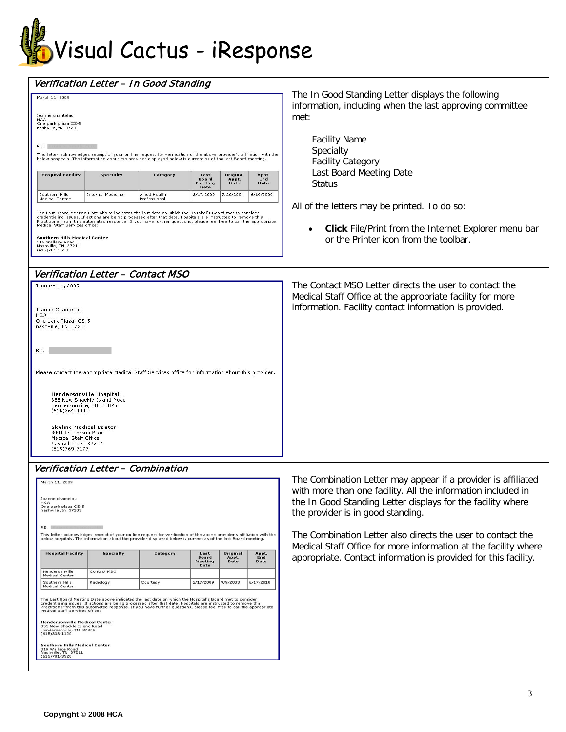# Visual Cactus - iResponse

## Verification Letter – In Good Standing

March 11, 2009

Joanne chantelau
HCA
One park plaza CS-5
nashville, tn 37203

RE:

This letter acknowledges receipt of your on line request for verification of the above provider's affiliation with the below hospitals. The information about the provider displayed below is current as of the last Board meeting.

| Hospital Facility | Specialty | Category | Last Board Meeting Date | Original Appt. Date | Appt. End Date |
| --- | --- | --- | --- | --- | --- |
| Southern Hills Medical Center | Internal Medicine | Allied Health Professional | 2/17/2009 | 7/20/2004 | 6/19/2009 |

The Last Board Meeting Date above indicates the last date on which the Hospital's Board met to consider credentialing issues. If actions are being processed after that date, Hospitals are instructed to remove this Practitioner from this automated response. If you have further questions, please feel free to call the appropriate Medical Staff Services office:

**Southern Hills Medical Center**
319 Wallace Road
Nashville, TN 37211
(615)781-3520

The In Good Standing Letter displays the following information, including when the last approving committee met:

- Facility Name
- Specialty
- Facility Category
- Last Board Meeting Date
- Status

All of the letters may be printed. To do so:

- **Click** File/Print from the Internet Explorer menu bar or the Printer icon from the toolbar.

## Verification Letter – Contact MSO

January 14, 2009

Joanne Chantelau
HCA
One park Plaza, CS-5
nashville, TN 37203

RE:

Please contact the appropriate Medical Staff Services office for information about this provider.

**Hendersonville Hospital**
355 New Shackle Island Road
Hendersonville, TN 37075
(615)264-4000

**Skyline Medical Center**
3441 Dickerson Pike
Medical Staff Office
Nashville, TN 37207
(615)769-7177

The Contact MSO Letter directs the user to contact the Medical Staff Office at the appropriate facility for more information. Facility contact information is provided.

## Verification Letter – Combination

March 11, 2009

Joanne chantelau
HCA
One park plaza CS-5
nashville, tn 37203

RE:

This letter acknowledges receipt of your on line request for verification of the above provider's affiliation with the below hospitals. The information about the provider displayed below is current as of the last Board meeting.

| Hospital Facility | Specialty | Category | Last Board Meeting Date | Original Appt. Date | Appt. End Date |
| --- | --- | --- | --- | --- | --- |
| Hendersonville Medical Center | Contact MSO | | | | |
| Southern Hills Medical Center | Radiology | Courtesy | 2/17/2009 | 9/9/2003 | 6/17/2010 |

The Last Board Meeting Date above indicates the last date on which the Hospital's Board met to consider credentialing issues. If actions are being processed after that date, Hospitals are instructed to remove this Practitioner from this automated response. If you have further questions, please feel free to call the appropriate Medical Staff Services office:

**Hendersonville Medical Center**
355 New Shackle Island Road
Hendersonville, TN 37075
(615)338-1120

**Southern Hills Medical Center**
319 Wallace Road
Nashville, TN 37211
(615)781-3520

The Combination Letter may appear if a provider is affiliated with more than one facility. All the information included in the In Good Standing Letter displays for the facility where the provider is in good standing.

The Combination Letter also directs the user to contact the Medical Staff Office for more information at the facility where appropriate. Contact information is provided for this facility.

**Copyright © 2008 HCA**